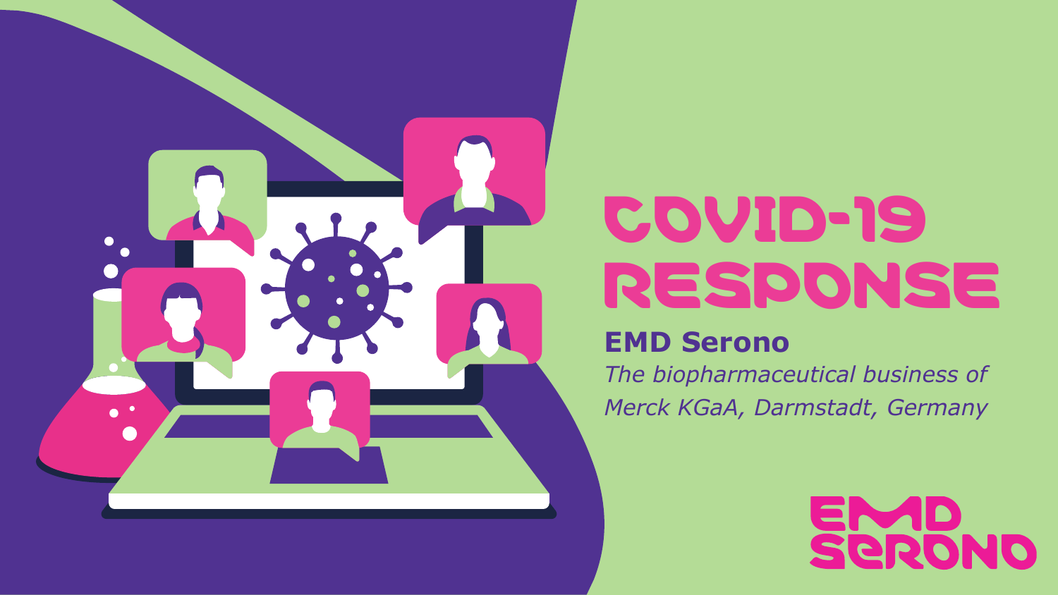# COVID-19 RESPONSE

**EMD Serono**

*The biopharmaceutical business of Merck KGaA, Darmstadt, Germany*

EMD Serono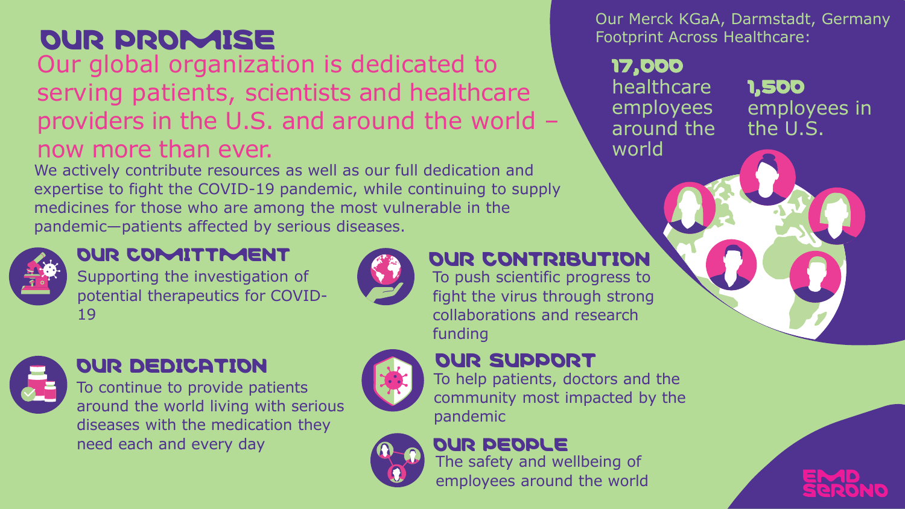# OUR PROMISE

Our global organization is dedicated to serving patients, scientists and healthcare providers in the U.S. and around the world – now more than ever.

We actively contribute resources as well as our full dedication and expertise to fight the COVID-19 pandemic, while continuing to supply medicines for those who are among the most vulnerable in the pandemic—patients affected by serious diseases.

## OUR COMITTMENT

Supporting the investigation of potential therapeutics for COVID-19

## OUR DEDICATION

To continue to provide patients around the world living with serious diseases with the medication they need each and every day

## OUR CONTRIBUTION

To push scientific progress to fight the virus through strong collaborations and research funding

## OUR SUPPORT

To help patients, doctors and the community most impacted by the pandemic

## OUR PEOPLE

The safety and wellbeing of employees around the world

Our Merck KGaA, Darmstadt, Germany Footprint Across Healthcare:

**17,000** healthcare employees around the world

**1,500** employees in the U.S.

EMD SERONO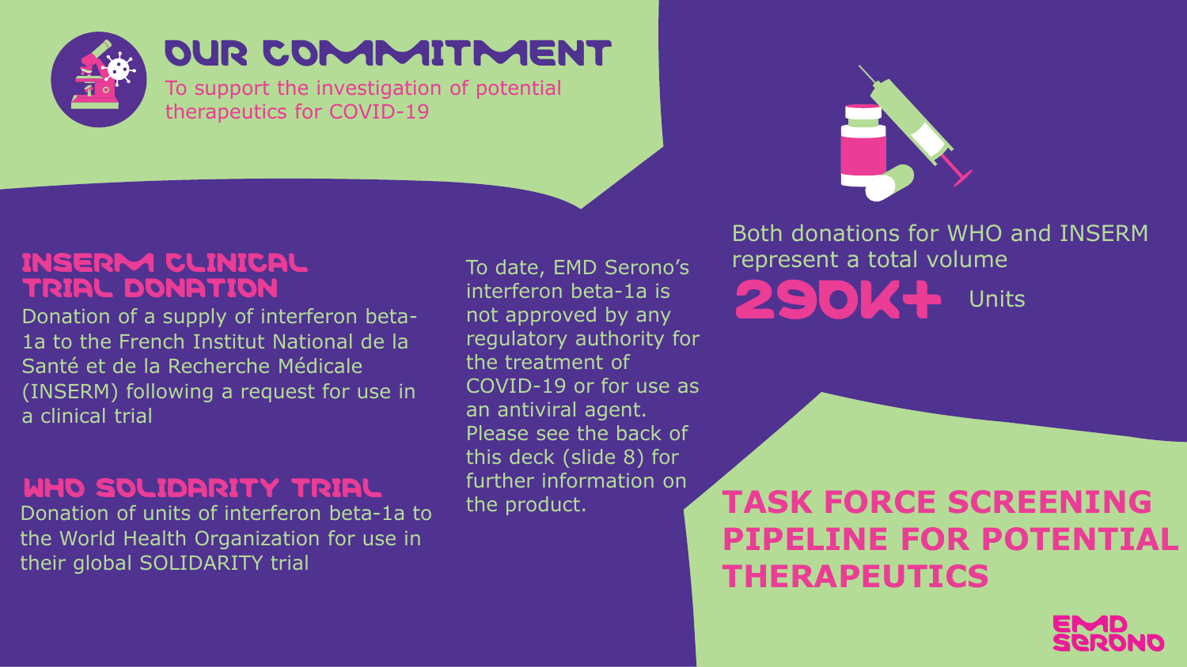# OUR COMMITMENT

To support the investigation of potential therapeutics for COVID-19

## INSERM CLINICAL TRIAL DONATION

Donation of a supply of interferon beta-1a to the French Institut National de la Santé et de la Recherche Médicale (INSERM) following a request for use in a clinical trial

## WHO SOLIDARITY TRIAL

Donation of units of interferon beta-1a to the World Health Organization for use in their global SOLIDARITY trial

To date, EMD Serono's interferon beta-1a is not approved by any regulatory authority for the treatment of COVID-19 or for use as an antiviral agent. Please see the back of this deck (slide 8) for further information on the product.

Both donations for WHO and INSERM represent a total volume

**290K+** Units

## TASK FORCE SCREENING PIPELINE FOR POTENTIAL THERAPEUTICS

EMD SERONO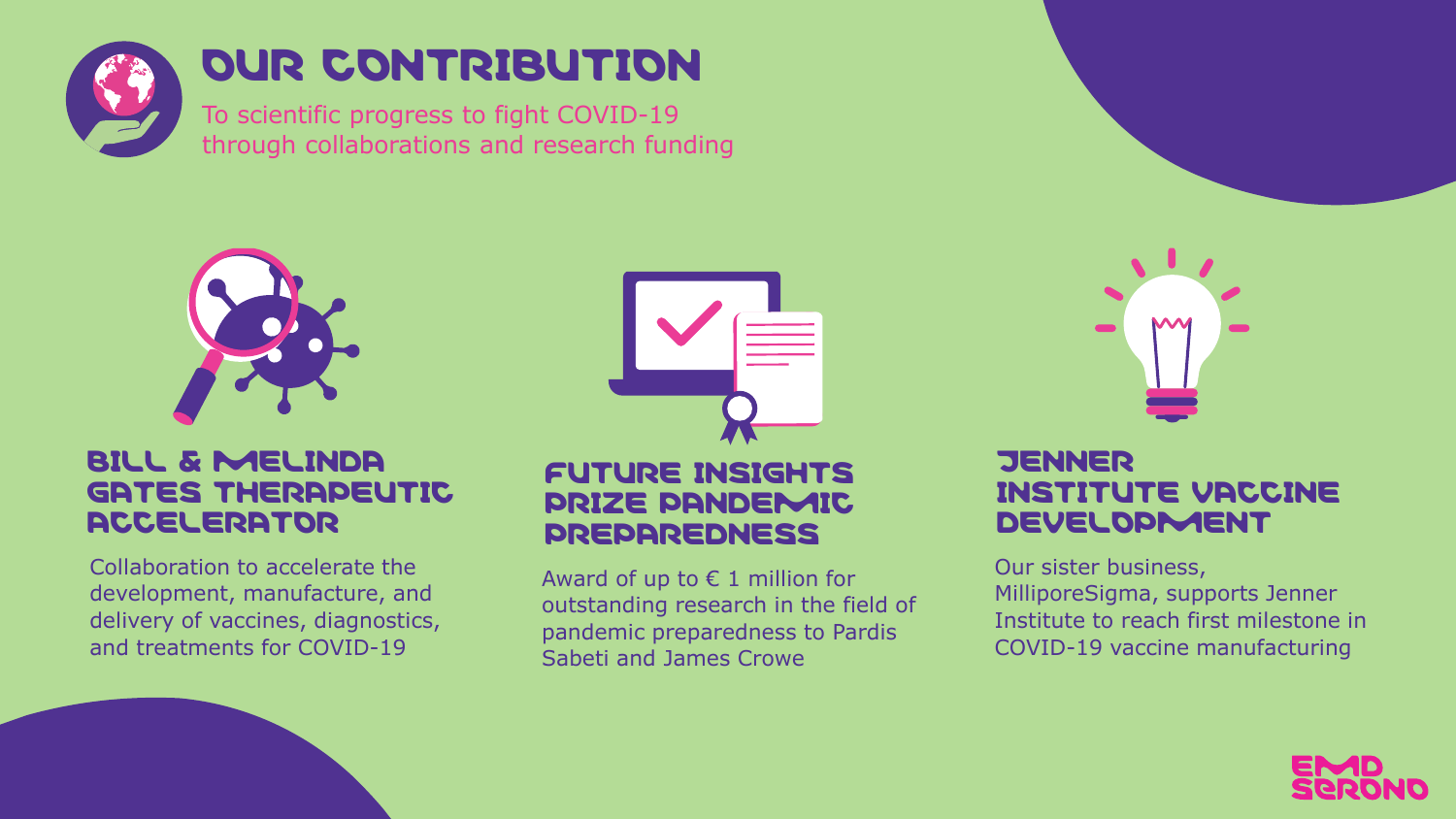# OUR CONTRIBUTION

To scientific progress to fight COVID-19 through collaborations and research funding

## BILL & MELINDA GATES THERAPEUTIC ACCELERATOR

Collaboration to accelerate the development, manufacture, and delivery of vaccines, diagnostics, and treatments for COVID-19

## FUTURE INSIGHTS PRIZE PANDEMIC PREPAREDNESS

Award of up to € 1 million for outstanding research in the field of pandemic preparedness to Pardis Sabeti and James Crowe

## JENNER INSTITUTE VACCINE DEVELOPMENT

Our sister business, MilliporeSigma, supports Jenner Institute to reach first milestone in COVID-19 vaccine manufacturing

EMD SERONO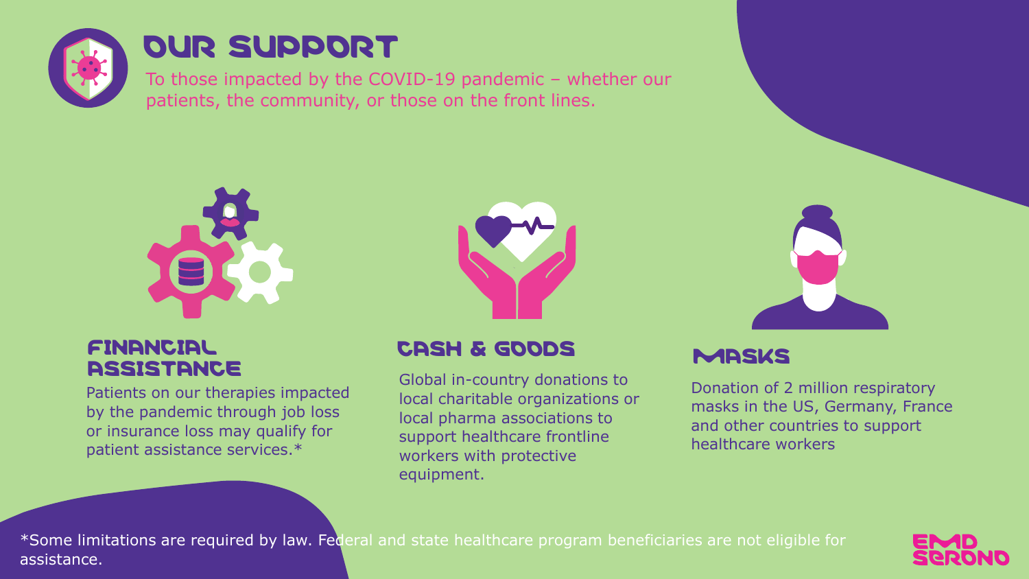# OUR SUPPORT

To those impacted by the COVID-19 pandemic – whether our patients, the community, or those on the front lines.

## FINANCIAL ASSISTANCE

Patients on our therapies impacted by the pandemic through job loss or insurance loss may qualify for patient assistance services.*

## CASH & GOODS

Global in-country donations to local charitable organizations or local pharma associations to support healthcare frontline workers with protective equipment.

## MASKS

Donation of 2 million respiratory masks in the US, Germany, France and other countries to support healthcare workers

*Some limitations are required by law. Federal and state healthcare program beneficiaries are not eligible for assistance.

EMD SERONO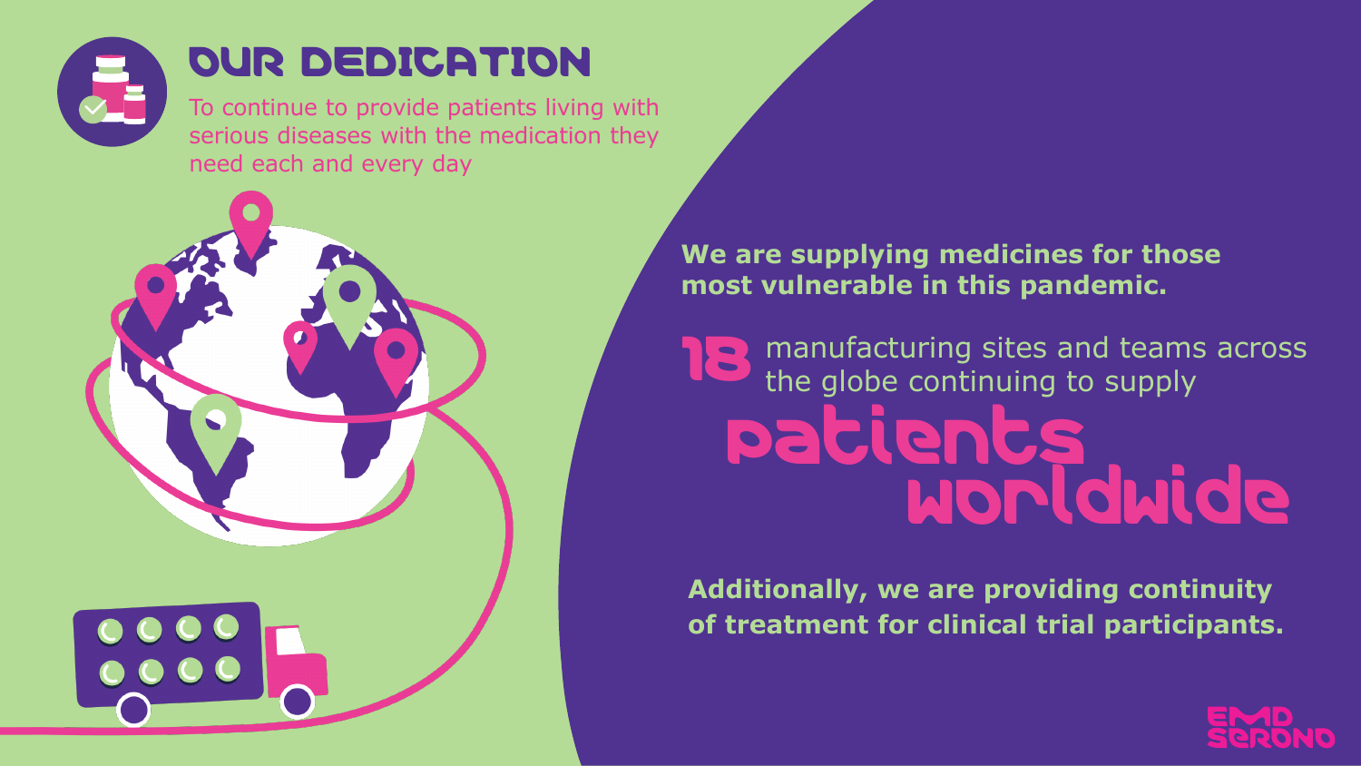# OUR DEDICATION

To continue to provide patients living with serious diseases with the medication they need each and every day

**We are supplying medicines for those most vulnerable in this pandemic.**

**18** manufacturing sites and teams across the globe continuing to supply

## patients worldwide

**Additionally, we are providing continuity of treatment for clinical trial participants.**

EMD SERONO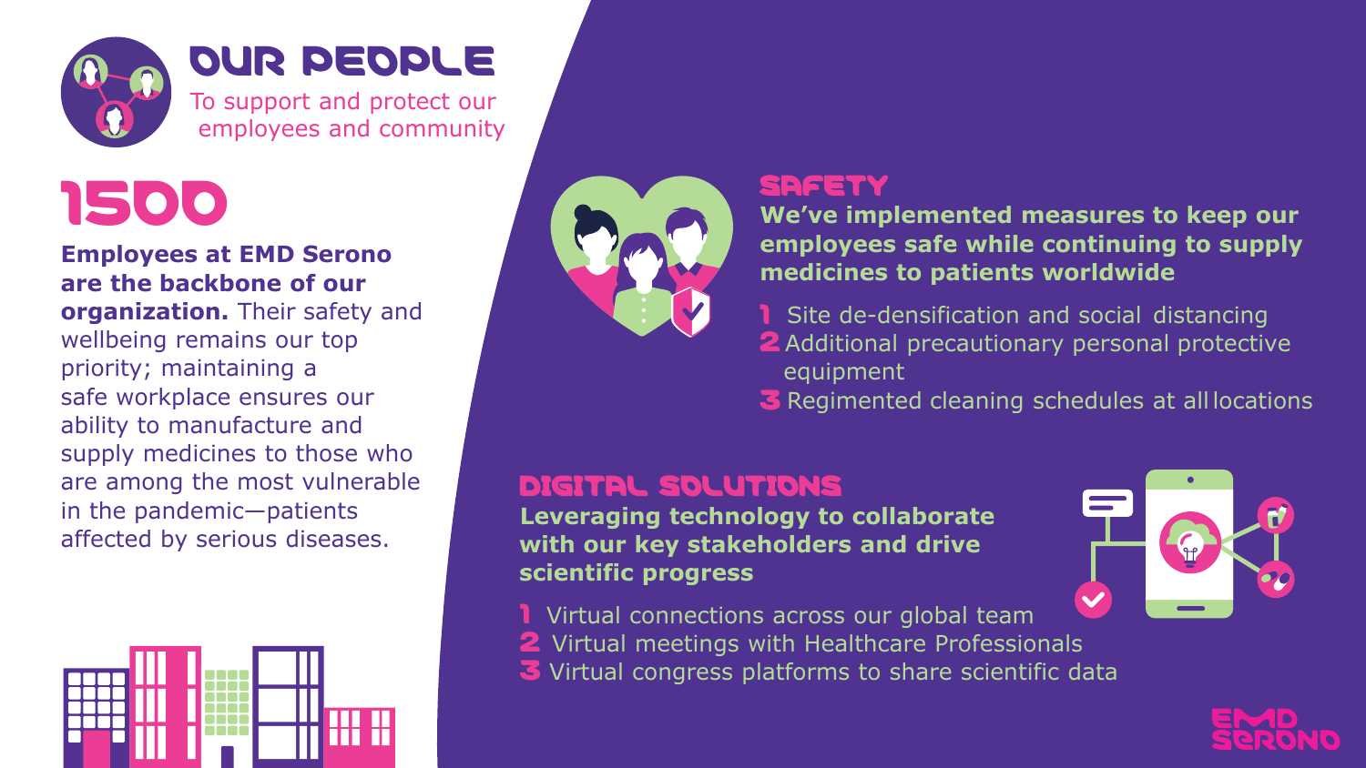# OUR PEOPLE

To support and protect our employees and community

## 1500

**Employees at EMD Serono are the backbone of our organization.** Their safety and wellbeing remains our top priority; maintaining a safe workplace ensures our ability to manufacture and supply medicines to those who are among the most vulnerable in the pandemic—patients affected by serious diseases.

## SAFETY

**We've implemented measures to keep our employees safe while continuing to supply medicines to patients worldwide**

1. Site de-densification and social distancing
2. Additional precautionary personal protective equipment
3. Regimented cleaning schedules at all locations

## DIGITAL SOLUTIONS

**Leveraging technology to collaborate with our key stakeholders and drive scientific progress**

1. Virtual connections across our global team
2. Virtual meetings with Healthcare Professionals
3. Virtual congress platforms to share scientific data

EMD SERONO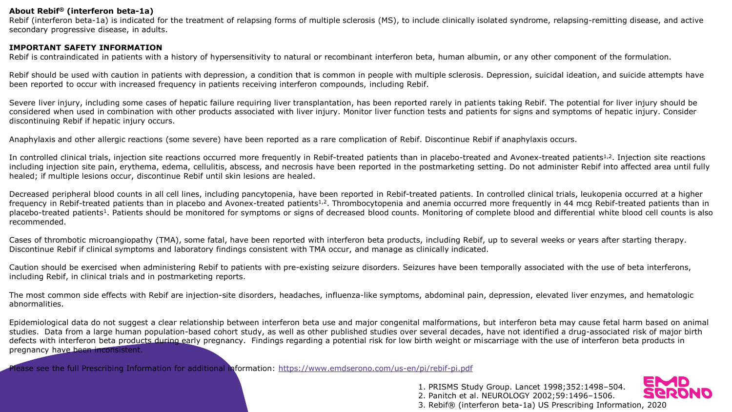**About Rebif® (interferon beta-1a)**

Rebif (interferon beta-1a) is indicated for the treatment of relapsing forms of multiple sclerosis (MS), to include clinically isolated syndrome, relapsing-remitting disease, and active secondary progressive disease, in adults.

**IMPORTANT SAFETY INFORMATION**

Rebif is contraindicated in patients with a history of hypersensitivity to natural or recombinant interferon beta, human albumin, or any other component of the formulation.

Rebif should be used with caution in patients with depression, a condition that is common in people with multiple sclerosis. Depression, suicidal ideation, and suicide attempts have been reported to occur with increased frequency in patients receiving interferon compounds, including Rebif.

Severe liver injury, including some cases of hepatic failure requiring liver transplantation, has been reported rarely in patients taking Rebif. The potential for liver injury should be considered when used in combination with other products associated with liver injury. Monitor liver function tests and patients for signs and symptoms of hepatic injury. Consider discontinuing Rebif if hepatic injury occurs.

Anaphylaxis and other allergic reactions (some severe) have been reported as a rare complication of Rebif. Discontinue Rebif if anaphylaxis occurs.

In controlled clinical trials, injection site reactions occurred more frequently in Rebif-treated patients than in placebo-treated and Avonex-treated patients[1,2]. Injection site reactions including injection site pain, erythema, edema, cellulitis, abscess, and necrosis have been reported in the postmarketing setting. Do not administer Rebif into affected area until fully healed; if multiple lesions occur, discontinue Rebif until skin lesions are healed.

Decreased peripheral blood counts in all cell lines, including pancytopenia, have been reported in Rebif-treated patients. In controlled clinical trials, leukopenia occurred at a higher frequency in Rebif-treated patients than in placebo and Avonex-treated patients[1,2]. Thrombocytopenia and anemia occurred more frequently in 44 mcg Rebif-treated patients than in placebo-treated patients[1]. Patients should be monitored for symptoms or signs of decreased blood counts. Monitoring of complete blood and differential white blood cell counts is also recommended.

Cases of thrombotic microangiopathy (TMA), some fatal, have been reported with interferon beta products, including Rebif, up to several weeks or years after starting therapy. Discontinue Rebif if clinical symptoms and laboratory findings consistent with TMA occur, and manage as clinically indicated.

Caution should be exercised when administering Rebif to patients with pre-existing seizure disorders. Seizures have been temporally associated with the use of beta interferons, including Rebif, in clinical trials and in postmarketing reports.

The most common side effects with Rebif are injection-site disorders, headaches, influenza-like symptoms, abdominal pain, depression, elevated liver enzymes, and hematologic abnormalities.

Epidemiological data do not suggest a clear relationship between interferon beta use and major congenital malformations, but interferon beta may cause fetal harm based on animal studies. Data from a large human population-based cohort study, as well as other published studies over several decades, have not identified a drug-associated risk of major birth defects with interferon beta products during early pregnancy. Findings regarding a potential risk for low birth weight or miscarriage with the use of interferon beta products in pregnancy have been inconsistent.

Please see the full Prescribing Information for additional information: https://www.emdserono.com/us-en/pi/rebif-pi.pdf

1. PRISMS Study Group. Lancet 1998;352:1498–504.
2. Panitch et al. NEUROLOGY 2002;59:1496–1506.
3. Rebif® (interferon beta-1a) US Prescribing Information, 2020

EMD SERONO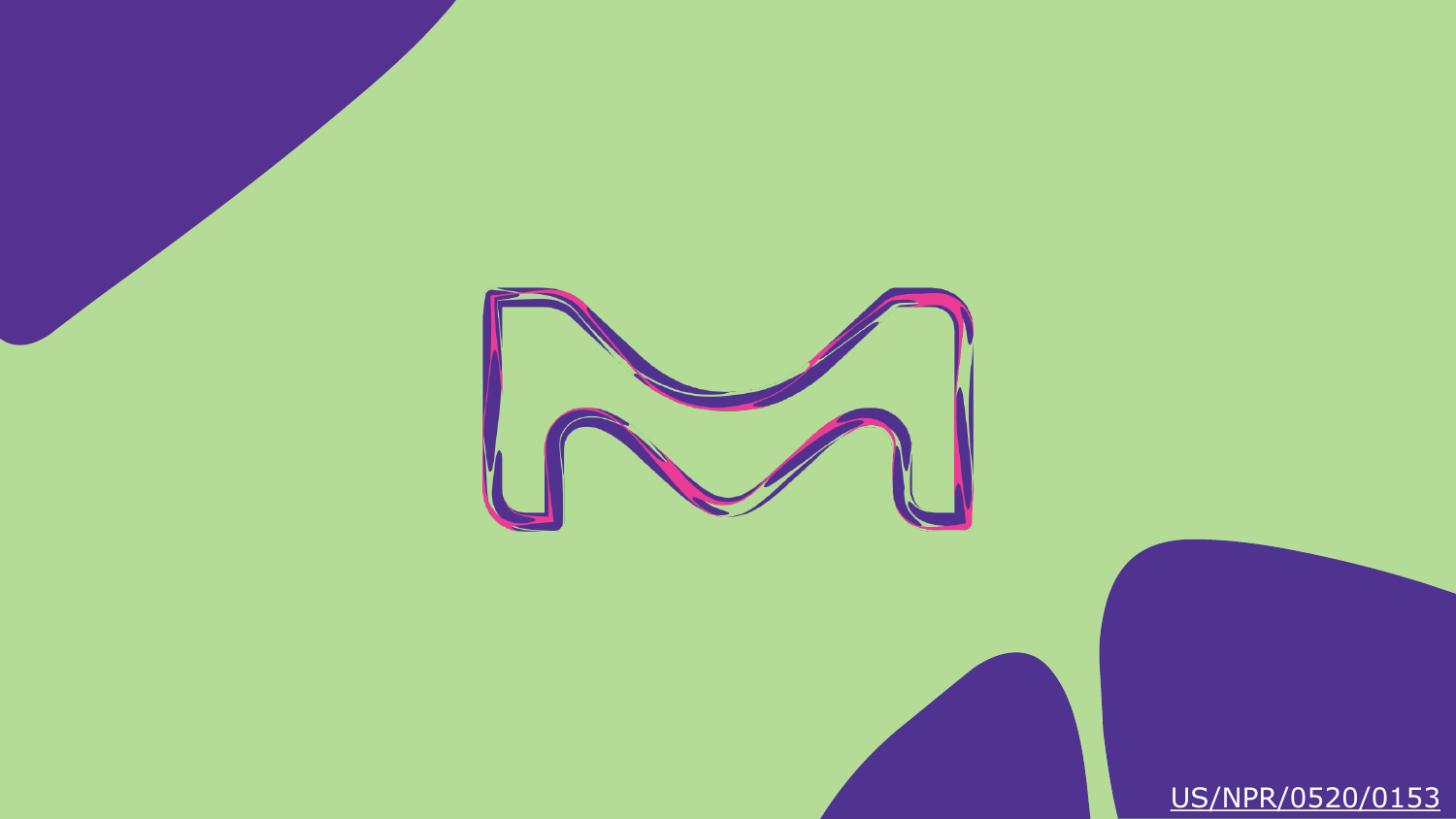US/NPR/0520/0153